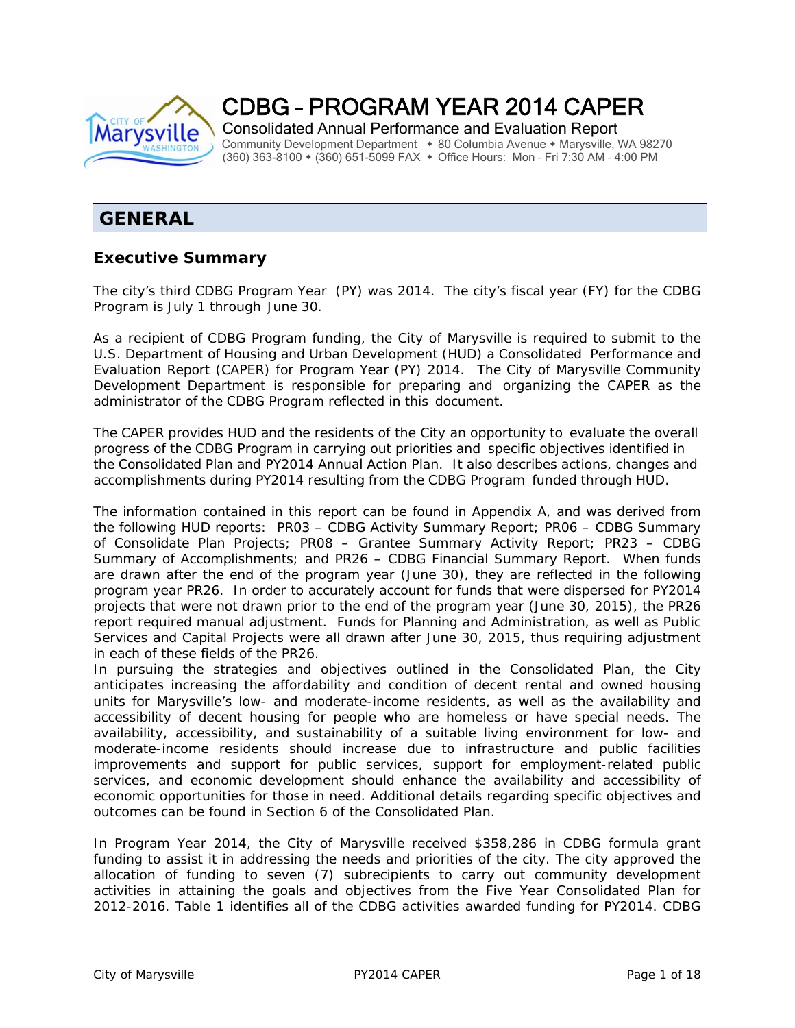# CDBG – PROGRAM YEAR 2014 CAPER

Consolidated Annual Performance and Evaluation Report

Community Development Department ◆ 80 Columbia Avenue ◆ Marysville, WA 98270
(360) 363-8100 ◆ (360) 651-5099 FAX ◆ Office Hours: Mon – Fri 7:30 AM – 4:00 PM

## GENERAL

### Executive Summary

The city's third CDBG Program Year (PY) was 2014. The city's fiscal year (FY) for the CDBG Program is July 1 through June 30.

As a recipient of CDBG Program funding, the City of Marysville is required to submit to the U.S. Department of Housing and Urban Development (HUD) a Consolidated Performance and Evaluation Report (CAPER) for Program Year (PY) 2014. The City of Marysville Community Development Department is responsible for preparing and organizing the CAPER as the administrator of the CDBG Program reflected in this document.

The CAPER provides HUD and the residents of the City an opportunity to evaluate the overall progress of the CDBG Program in carrying out priorities and specific objectives identified in the Consolidated Plan and PY2014 Annual Action Plan. It also describes actions, changes and accomplishments during PY2014 resulting from the CDBG Program funded through HUD.

The information contained in this report can be found in Appendix A, and was derived from the following HUD reports: PR03 – CDBG Activity Summary Report; PR06 – CDBG Summary of Consolidate Plan Projects; PR08 – Grantee Summary Activity Report; PR23 – CDBG Summary of Accomplishments; and PR26 – CDBG Financial Summary Report. When funds are drawn after the end of the program year (June 30), they are reflected in the following program year PR26. In order to accurately account for funds that were dispersed for PY2014 projects that were not drawn prior to the end of the program year (June 30, 2015), the PR26 report required manual adjustment. Funds for Planning and Administration, as well as Public Services and Capital Projects were all drawn after June 30, 2015, thus requiring adjustment in each of these fields of the PR26.

In pursuing the strategies and objectives outlined in the Consolidated Plan, the City anticipates increasing the affordability and condition of decent rental and owned housing units for Marysville's low- and moderate-income residents, as well as the availability and accessibility of decent housing for people who are homeless or have special needs. The availability, accessibility, and sustainability of a suitable living environment for low- and moderate-income residents should increase due to infrastructure and public facilities improvements and support for public services, support for employment-related public services, and economic development should enhance the availability and accessibility of economic opportunities for those in need. Additional details regarding specific objectives and outcomes can be found in Section 6 of the Consolidated Plan.

In Program Year 2014, the City of Marysville received $358,286 in CDBG formula grant funding to assist it in addressing the needs and priorities of the city. The city approved the allocation of funding to seven (7) subrecipients to carry out community development activities in attaining the goals and objectives from the Five Year Consolidated Plan for 2012-2016. Table 1 identifies all of the CDBG activities awarded funding for PY2014. CDBG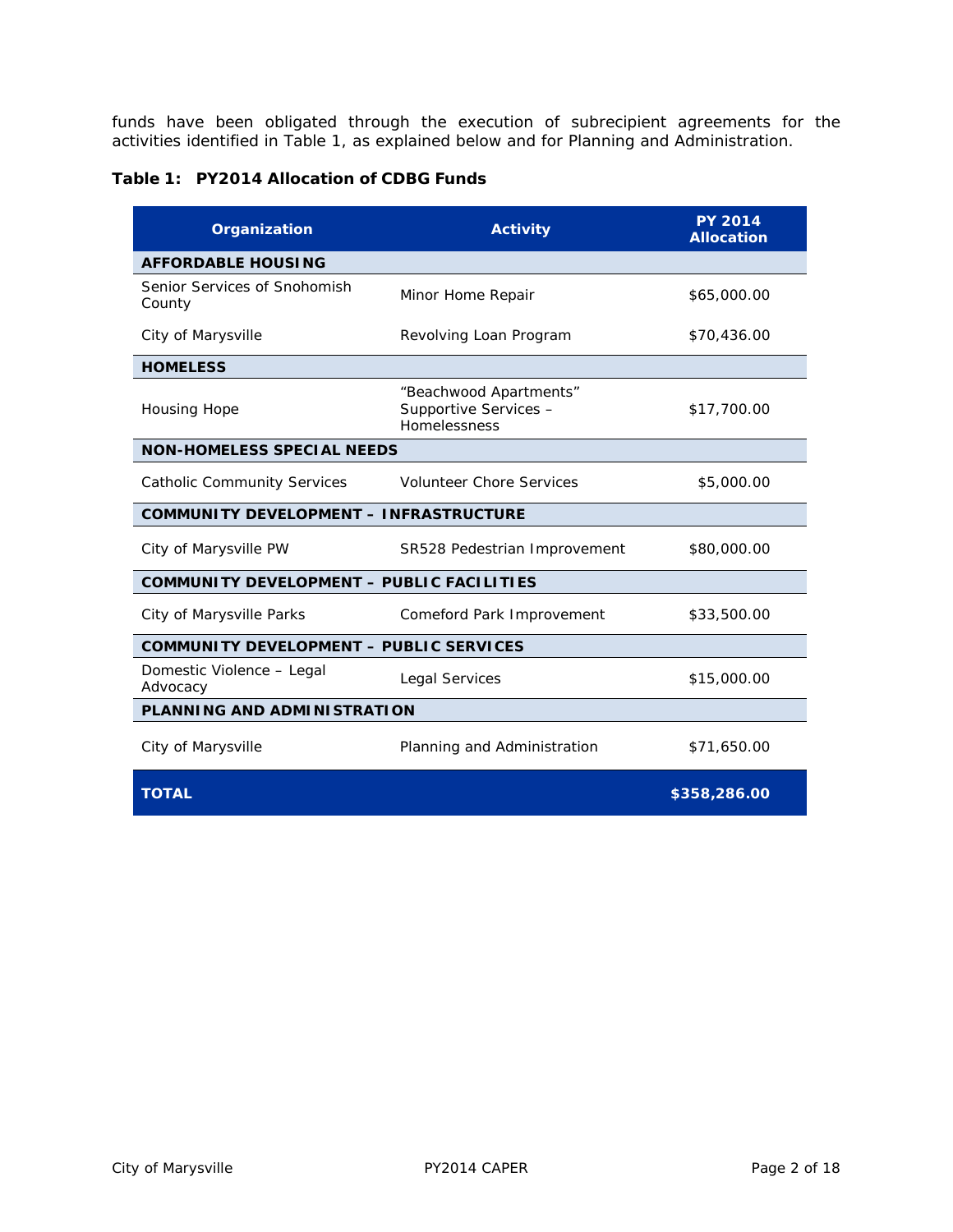funds have been obligated through the execution of subrecipient agreements for the activities identified in Table 1, as explained below and for Planning and Administration.

**Table 1: PY2014 Allocation of CDBG Funds**

| Organization | Activity | PY 2014 Allocation |
|---|---|---|
| **AFFORDABLE HOUSING** | | |
| Senior Services of Snohomish County | Minor Home Repair | $65,000.00 |
| City of Marysville | Revolving Loan Program | $70,436.00 |
| **HOMELESS** | | |
| Housing Hope | "Beachwood Apartments" Supportive Services – Homelessness | $17,700.00 |
| **NON-HOMELESS SPECIAL NEEDS** | | |
| Catholic Community Services | Volunteer Chore Services | $5,000.00 |
| **COMMUNITY DEVELOPMENT – INFRASTRUCTURE** | | |
| City of Marysville PW | SR528 Pedestrian Improvement | $80,000.00 |
| **COMMUNITY DEVELOPMENT – PUBLIC FACILITIES** | | |
| City of Marysville Parks | Comeford Park Improvement | $33,500.00 |
| **COMMUNITY DEVELOPMENT – PUBLIC SERVICES** | | |
| Domestic Violence – Legal Advocacy | Legal Services | $15,000.00 |
| **PLANNING AND ADMINISTRATION** | | |
| City of Marysville | Planning and Administration | $71,650.00 |
| **TOTAL** | | **$358,286.00** |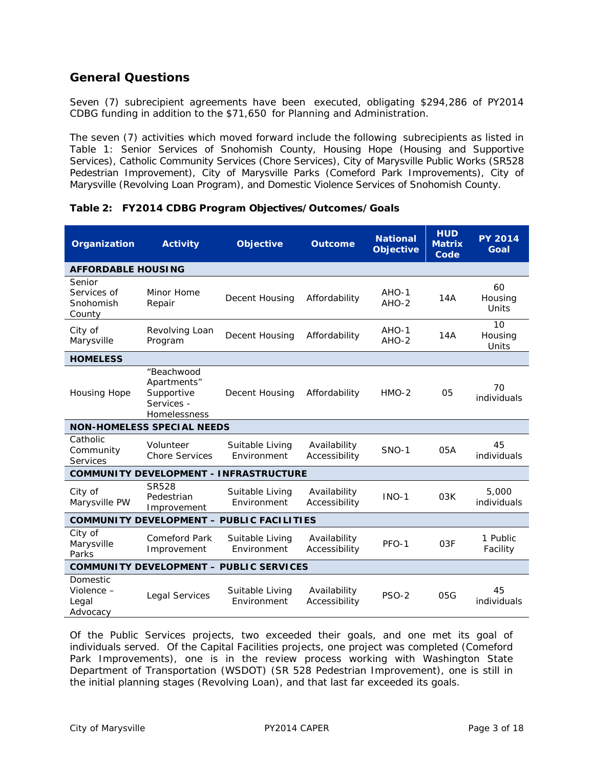## General Questions

Seven (7) subrecipient agreements have been executed, obligating $294,286 of PY2014 CDBG funding in addition to the $71,650 for Planning and Administration.

The seven (7) activities which moved forward include the following subrecipients as listed in Table 1: Senior Services of Snohomish County, Housing Hope (Housing and Supportive Services), Catholic Community Services (Chore Services), City of Marysville Public Works (SR528 Pedestrian Improvement), City of Marysville Parks (Comeford Park Improvements), City of Marysville (Revolving Loan Program), and Domestic Violence Services of Snohomish County.

**Table 2: FY2014 CDBG Program Objectives/Outcomes/Goals**

| Organization | Activity | Objective | Outcome | National Objective | HUD Matrix Code | PY 2014 Goal |
|---|---|---|---|---|---|---|
| **AFFORDABLE HOUSING** | | | | | | |
| Senior Services of Snohomish County | Minor Home Repair | Decent Housing | Affordability | AHO-1 AHO-2 | 14A | 60 Housing Units |
| City of Marysville | Revolving Loan Program | Decent Housing | Affordability | AHO-1 AHO-2 | 14A | 10 Housing Units |
| **HOMELESS** | | | | | | |
| Housing Hope | "Beachwood Apartments" Supportive Services - Homelessness | Decent Housing | Affordability | HMO-2 | 05 | 70 individuals |
| **NON-HOMELESS SPECIAL NEEDS** | | | | | | |
| Catholic Community Services | Volunteer Chore Services | Suitable Living Environment | Availability Accessibility | SNO-1 | 05A | 45 individuals |
| **COMMUNITY DEVELOPMENT - INFRASTRUCTURE** | | | | | | |
| City of Marysville PW | SR528 Pedestrian Improvement | Suitable Living Environment | Availability Accessibility | INO-1 | 03K | 5,000 individuals |
| **COMMUNITY DEVELOPMENT – PUBLIC FACILITIES** | | | | | | |
| City of Marysville Parks | Comeford Park Improvement | Suitable Living Environment | Availability Accessibility | PFO-1 | 03F | 1 Public Facility |
| **COMMUNITY DEVELOPMENT – PUBLIC SERVICES** | | | | | | |
| Domestic Violence – Legal Advocacy | Legal Services | Suitable Living Environment | Availability Accessibility | PSO-2 | 05G | 45 individuals |

Of the Public Services projects, two exceeded their goals, and one met its goal of individuals served. Of the Capital Facilities projects, one project was completed (Comeford Park Improvements), one is in the review process working with Washington State Department of Transportation (WSDOT) (SR 528 Pedestrian Improvement), one is still in the initial planning stages (Revolving Loan), and that last far exceeded its goals.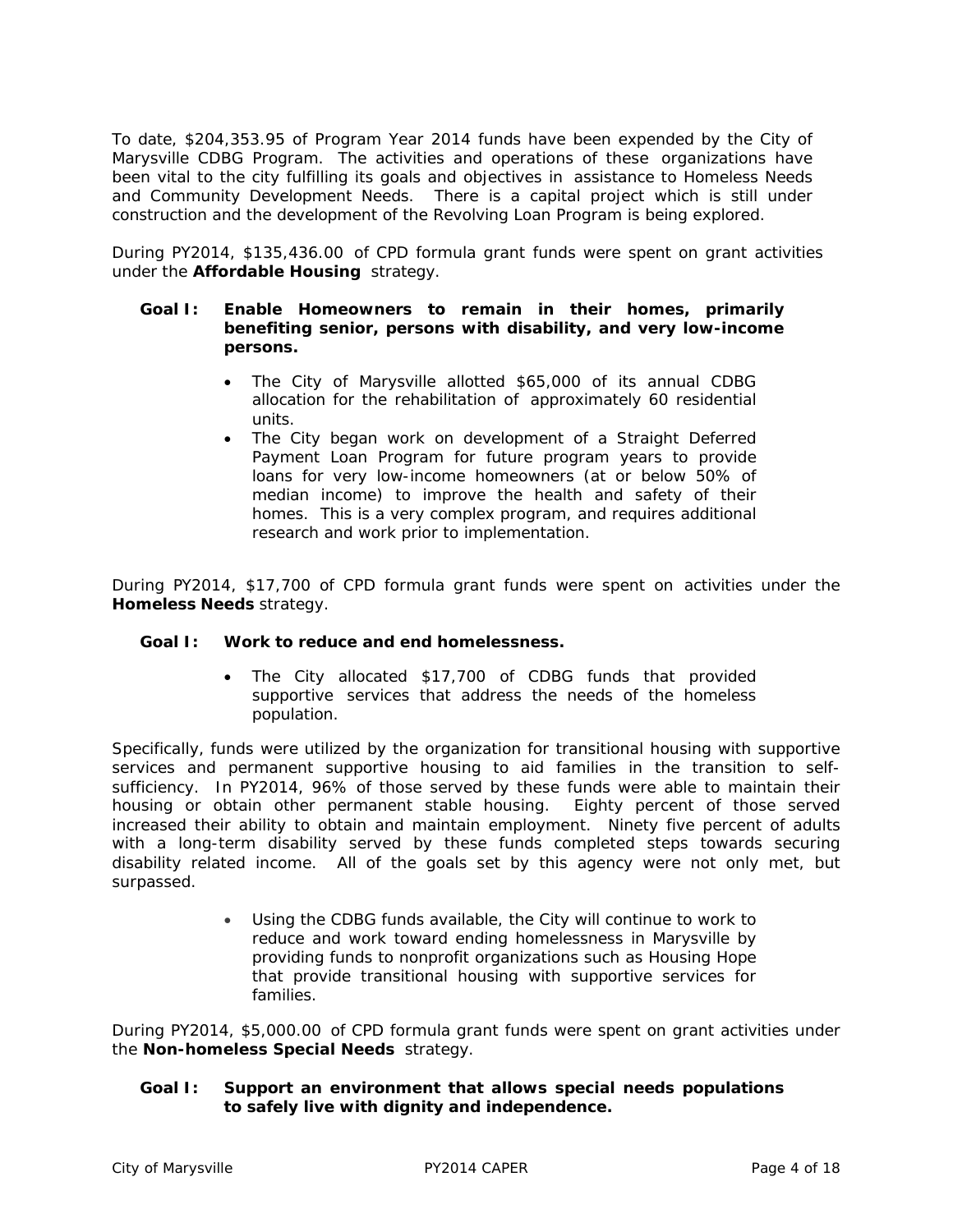To date, $204,353.95 of Program Year 2014 funds have been expended by the City of Marysville CDBG Program. The activities and operations of these organizations have been vital to the city fulfilling its goals and objectives in assistance to Homeless Needs and Community Development Needs. There is a capital project which is still under construction and the development of the Revolving Loan Program is being explored.

During PY2014, $135,436.00 of CPD formula grant funds were spent on grant activities under the **Affordable Housing** strategy.

**Goal I: Enable Homeowners to remain in their homes, primarily benefiting senior, persons with disability, and very low-income persons.**

- The City of Marysville allotted $65,000 of its annual CDBG allocation for the rehabilitation of approximately 60 residential units.
- The City began work on development of a Straight Deferred Payment Loan Program for future program years to provide loans for very low-income homeowners (at or below 50% of median income) to improve the health and safety of their homes. This is a very complex program, and requires additional research and work prior to implementation.

During PY2014, $17,700 of CPD formula grant funds were spent on activities under the **Homeless Needs** strategy.

**Goal I: Work to reduce and end homelessness.**

- The City allocated $17,700 of CDBG funds that provided supportive services that address the needs of the homeless population.

Specifically, funds were utilized by the organization for transitional housing with supportive services and permanent supportive housing to aid families in the transition to self-sufficiency. In PY2014, 96% of those served by these funds were able to maintain their housing or obtain other permanent stable housing. Eighty percent of those served increased their ability to obtain and maintain employment. Ninety five percent of adults with a long-term disability served by these funds completed steps towards securing disability related income. All of the goals set by this agency were not only met, but surpassed.

- Using the CDBG funds available, the City will continue to work to reduce and work toward ending homelessness in Marysville by providing funds to nonprofit organizations such as Housing Hope that provide transitional housing with supportive services for families.

During PY2014, $5,000.00 of CPD formula grant funds were spent on grant activities under the **Non-homeless Special Needs** strategy.

**Goal I: Support an environment that allows special needs populations to safely live with dignity and independence.**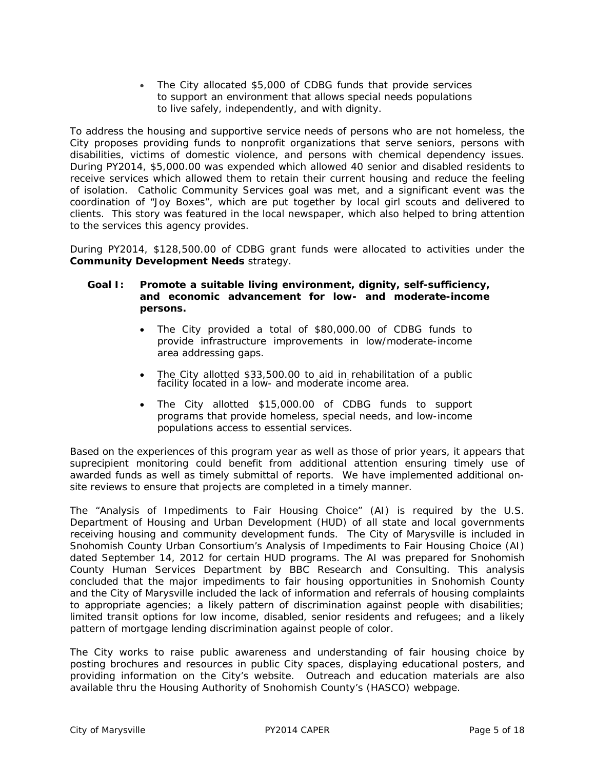- The City allocated $5,000 of CDBG funds that provide services to support an environment that allows special needs populations to live safely, independently, and with dignity.

To address the housing and supportive service needs of persons who are not homeless, the City proposes providing funds to nonprofit organizations that serve seniors, persons with disabilities, victims of domestic violence, and persons with chemical dependency issues. During PY2014, $5,000.00 was expended which allowed 40 senior and disabled residents to receive services which allowed them to retain their current housing and reduce the feeling of isolation. Catholic Community Services goal was met, and a significant event was the coordination of "Joy Boxes", which are put together by local girl scouts and delivered to clients. This story was featured in the local newspaper, which also helped to bring attention to the services this agency provides.

During PY2014, $128,500.00 of CDBG grant funds were allocated to activities under the **Community Development Needs** strategy.

**Goal I: Promote a suitable living environment, dignity, self-sufficiency, and economic advancement for low- and moderate-income persons.**

- The City provided a total of $80,000.00 of CDBG funds to provide infrastructure improvements in low/moderate-income area addressing gaps.
- The City allotted $33,500.00 to aid in rehabilitation of a public facility located in a low- and moderate income area.
- The City allotted $15,000.00 of CDBG funds to support programs that provide homeless, special needs, and low-income populations access to essential services.

Based on the experiences of this program year as well as those of prior years, it appears that suprecipient monitoring could benefit from additional attention ensuring timely use of awarded funds as well as timely submittal of reports. We have implemented additional on-site reviews to ensure that projects are completed in a timely manner.

The "Analysis of Impediments to Fair Housing Choice" (AI) is required by the U.S. Department of Housing and Urban Development (HUD) of all state and local governments receiving housing and community development funds. The City of Marysville is included in Snohomish County Urban Consortium's Analysis of Impediments to Fair Housing Choice (AI) dated September 14, 2012 for certain HUD programs. The AI was prepared for Snohomish County Human Services Department by BBC Research and Consulting. This analysis concluded that the major impediments to fair housing opportunities in Snohomish County and the City of Marysville included the lack of information and referrals of housing complaints to appropriate agencies; a likely pattern of discrimination against people with disabilities; limited transit options for low income, disabled, senior residents and refugees; and a likely pattern of mortgage lending discrimination against people of color.

The City works to raise public awareness and understanding of fair housing choice by posting brochures and resources in public City spaces, displaying educational posters, and providing information on the City's website. Outreach and education materials are also available thru the Housing Authority of Snohomish County's (HASCO) webpage.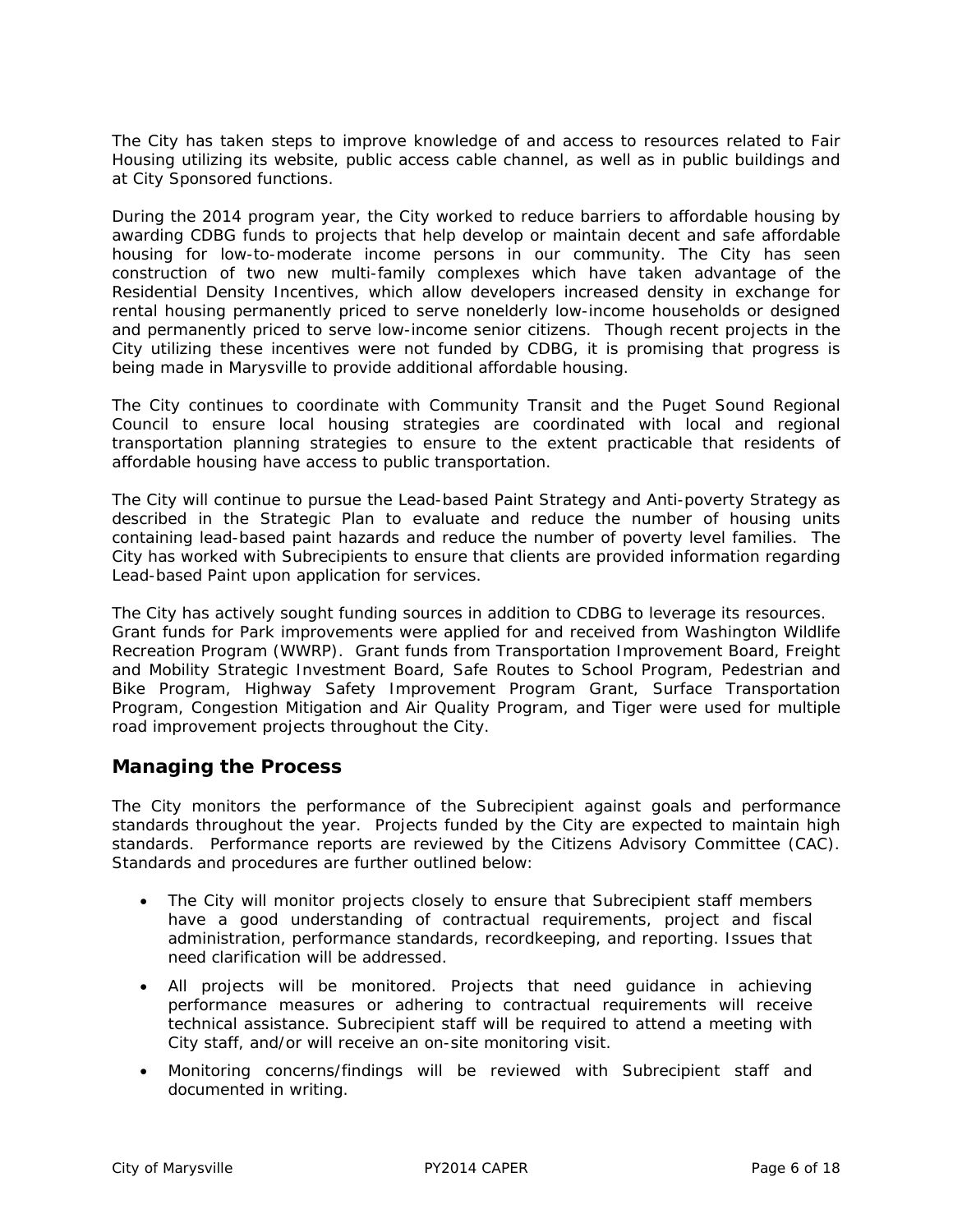The City has taken steps to improve knowledge of and access to resources related to Fair Housing utilizing its website, public access cable channel, as well as in public buildings and at City Sponsored functions.

During the 2014 program year, the City worked to reduce barriers to affordable housing by awarding CDBG funds to projects that help develop or maintain decent and safe affordable housing for low-to-moderate income persons in our community. The City has seen construction of two new multi-family complexes which have taken advantage of the Residential Density Incentives, which allow developers increased density in exchange for rental housing permanently priced to serve nonelderly low-income households or designed and permanently priced to serve low-income senior citizens. Though recent projects in the City utilizing these incentives were not funded by CDBG, it is promising that progress is being made in Marysville to provide additional affordable housing.

The City continues to coordinate with Community Transit and the Puget Sound Regional Council to ensure local housing strategies are coordinated with local and regional transportation planning strategies to ensure to the extent practicable that residents of affordable housing have access to public transportation.

The City will continue to pursue the Lead-based Paint Strategy and Anti-poverty Strategy as described in the Strategic Plan to evaluate and reduce the number of housing units containing lead-based paint hazards and reduce the number of poverty level families. The City has worked with Subrecipients to ensure that clients are provided information regarding Lead-based Paint upon application for services.

The City has actively sought funding sources in addition to CDBG to leverage its resources. Grant funds for Park improvements were applied for and received from Washington Wildlife Recreation Program (WWRP). Grant funds from Transportation Improvement Board, Freight and Mobility Strategic Investment Board, Safe Routes to School Program, Pedestrian and Bike Program, Highway Safety Improvement Program Grant, Surface Transportation Program, Congestion Mitigation and Air Quality Program, and Tiger were used for multiple road improvement projects throughout the City.

## Managing the Process

The City monitors the performance of the Subrecipient against goals and performance standards throughout the year. Projects funded by the City are expected to maintain high standards. Performance reports are reviewed by the Citizens Advisory Committee (CAC). Standards and procedures are further outlined below:

- The City will monitor projects closely to ensure that Subrecipient staff members have a good understanding of contractual requirements, project and fiscal administration, performance standards, recordkeeping, and reporting. Issues that need clarification will be addressed.
- All projects will be monitored. Projects that need guidance in achieving performance measures or adhering to contractual requirements will receive technical assistance. Subrecipient staff will be required to attend a meeting with City staff, and/or will receive an on-site monitoring visit.
- Monitoring concerns/findings will be reviewed with Subrecipient staff and documented in writing.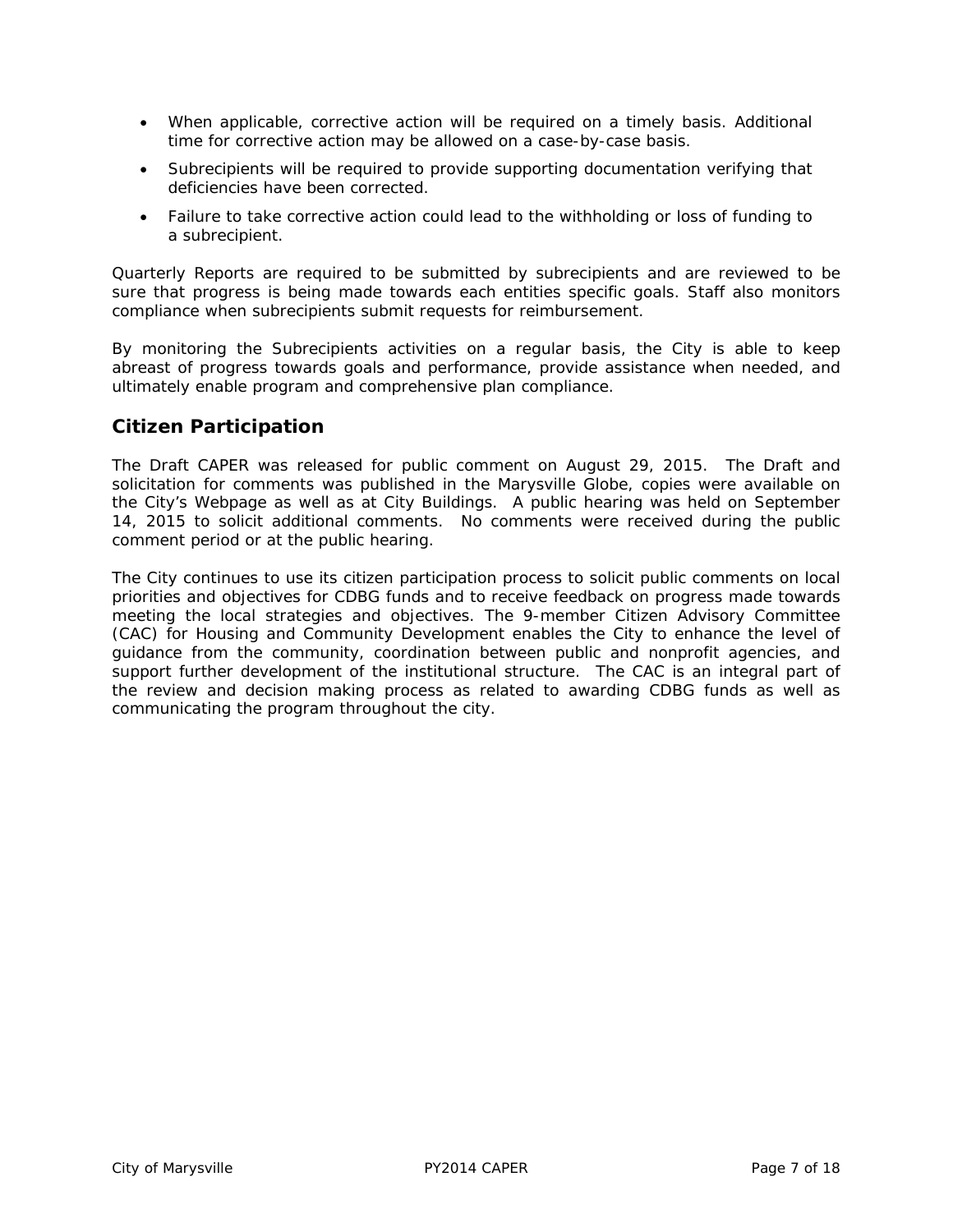- When applicable, corrective action will be required on a timely basis. Additional time for corrective action may be allowed on a case-by-case basis.
- Subrecipients will be required to provide supporting documentation verifying that deficiencies have been corrected.
- Failure to take corrective action could lead to the withholding or loss of funding to a subrecipient.

Quarterly Reports are required to be submitted by subrecipients and are reviewed to be sure that progress is being made towards each entities specific goals. Staff also monitors compliance when subrecipients submit requests for reimbursement.

By monitoring the Subrecipients activities on a regular basis, the City is able to keep abreast of progress towards goals and performance, provide assistance when needed, and ultimately enable program and comprehensive plan compliance.

## Citizen Participation

The Draft CAPER was released for public comment on August 29, 2015. The Draft and solicitation for comments was published in the Marysville Globe, copies were available on the City's Webpage as well as at City Buildings. A public hearing was held on September 14, 2015 to solicit additional comments. No comments were received during the public comment period or at the public hearing.

The City continues to use its citizen participation process to solicit public comments on local priorities and objectives for CDBG funds and to receive feedback on progress made towards meeting the local strategies and objectives. The 9-member Citizen Advisory Committee (CAC) for Housing and Community Development enables the City to enhance the level of guidance from the community, coordination between public and nonprofit agencies, and support further development of the institutional structure. The CAC is an integral part of the review and decision making process as related to awarding CDBG funds as well as communicating the program throughout the city.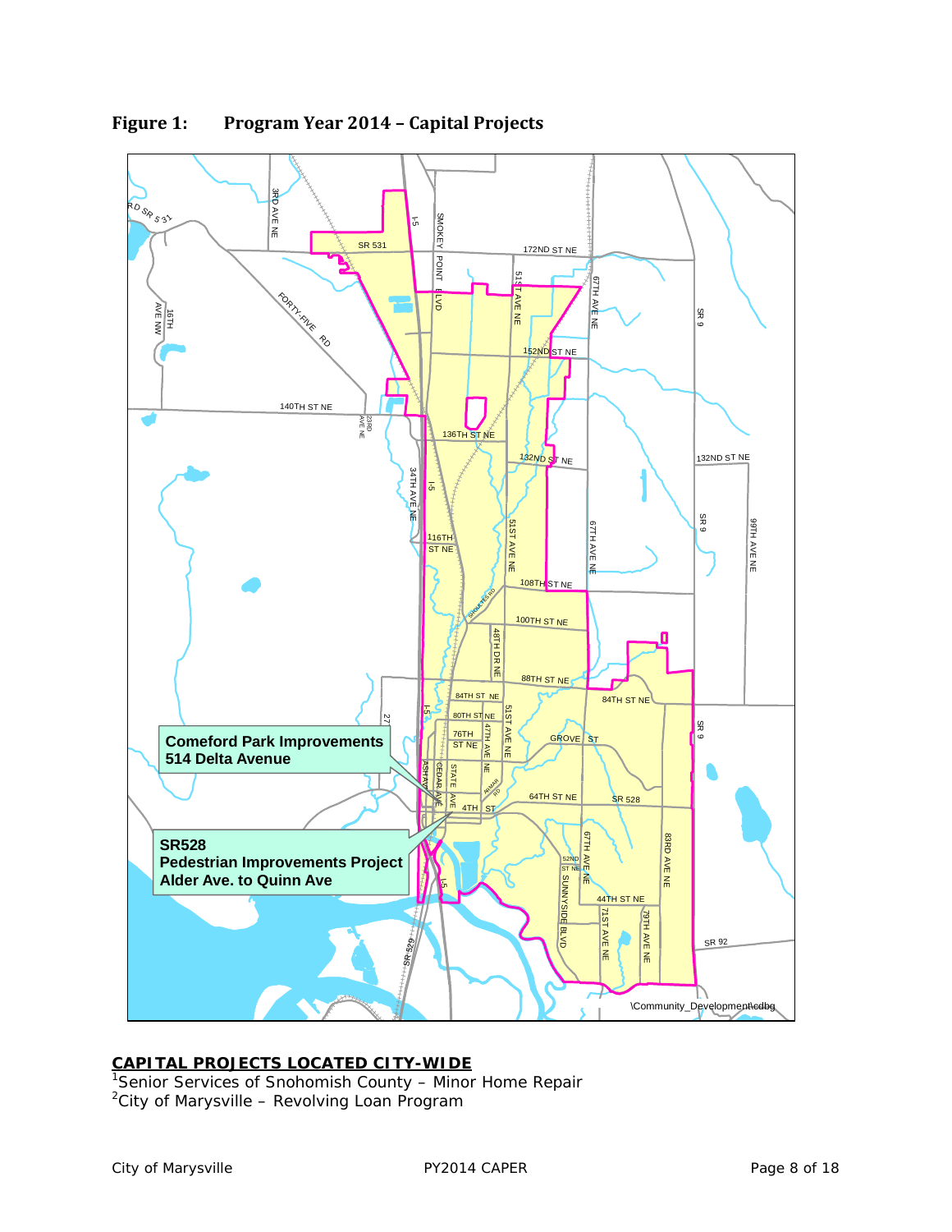**Figure 1: Program Year 2014 – Capital Projects**

**Comeford Park Improvements**
**514 Delta Avenue**

**SR528**
**Pedestrian Improvements Project**
**Alder Ave. to Quinn Ave**

**CAPITAL PROJECTS LOCATED CITY-WIDE**

[1]Senior Services of Snohomish County – Minor Home Repair
[2]City of Marysville – Revolving Loan Program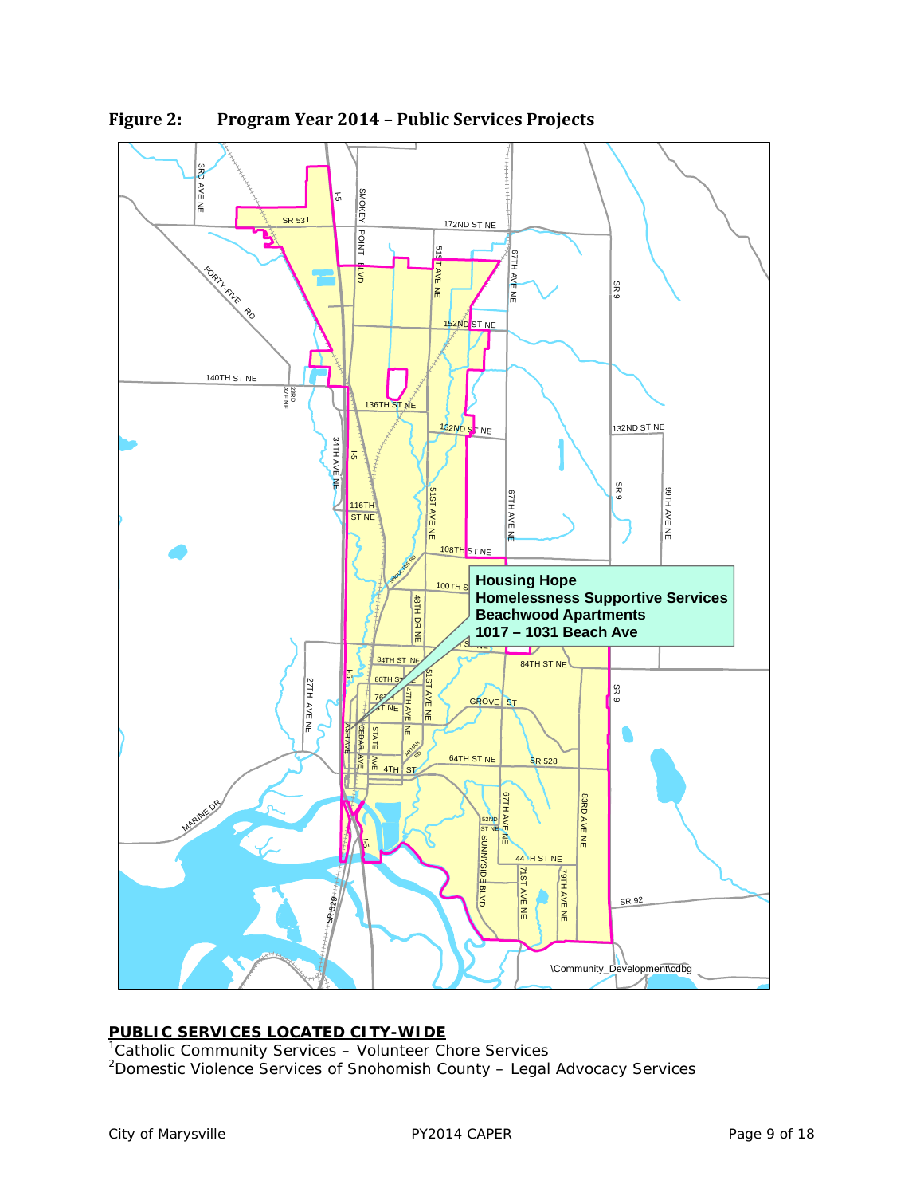**Figure 2: Program Year 2014 – Public Services Projects**

**Housing Hope**
**Homelessness Supportive Services**
**Beachwood Apartments**
**1017 – 1031 Beach Ave**

**PUBLIC SERVICES LOCATED CITY-WIDE**

[1]Catholic Community Services – Volunteer Chore Services
[2]Domestic Violence Services of Snohomish County – Legal Advocacy Services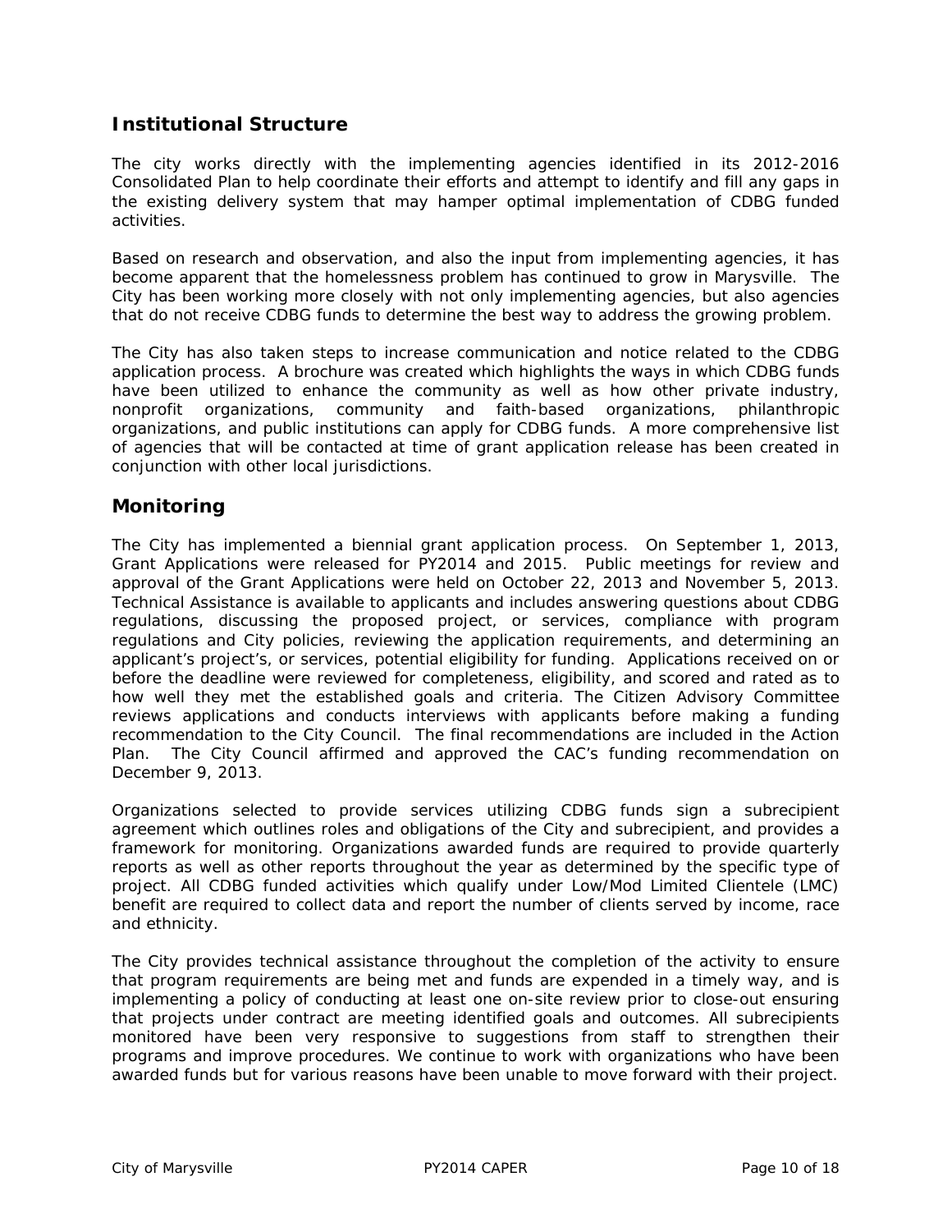## Institutional Structure

The city works directly with the implementing agencies identified in its 2012-2016 Consolidated Plan to help coordinate their efforts and attempt to identify and fill any gaps in the existing delivery system that may hamper optimal implementation of CDBG funded activities.

Based on research and observation, and also the input from implementing agencies, it has become apparent that the homelessness problem has continued to grow in Marysville. The City has been working more closely with not only implementing agencies, but also agencies that do not receive CDBG funds to determine the best way to address the growing problem.

The City has also taken steps to increase communication and notice related to the CDBG application process. A brochure was created which highlights the ways in which CDBG funds have been utilized to enhance the community as well as how other private industry, nonprofit organizations, community and faith-based organizations, philanthropic organizations, and public institutions can apply for CDBG funds. A more comprehensive list of agencies that will be contacted at time of grant application release has been created in conjunction with other local jurisdictions.

## Monitoring

The City has implemented a biennial grant application process. On September 1, 2013, Grant Applications were released for PY2014 and 2015. Public meetings for review and approval of the Grant Applications were held on October 22, 2013 and November 5, 2013. Technical Assistance is available to applicants and includes answering questions about CDBG regulations, discussing the proposed project, or services, compliance with program regulations and City policies, reviewing the application requirements, and determining an applicant's project's, or services, potential eligibility for funding. Applications received on or before the deadline were reviewed for completeness, eligibility, and scored and rated as to how well they met the established goals and criteria. The Citizen Advisory Committee reviews applications and conducts interviews with applicants before making a funding recommendation to the City Council. The final recommendations are included in the Action Plan. The City Council affirmed and approved the CAC's funding recommendation on December 9, 2013.

Organizations selected to provide services utilizing CDBG funds sign a subrecipient agreement which outlines roles and obligations of the City and subrecipient, and provides a framework for monitoring. Organizations awarded funds are required to provide quarterly reports as well as other reports throughout the year as determined by the specific type of project. All CDBG funded activities which qualify under Low/Mod Limited Clientele (LMC) benefit are required to collect data and report the number of clients served by income, race and ethnicity.

The City provides technical assistance throughout the completion of the activity to ensure that program requirements are being met and funds are expended in a timely way, and is implementing a policy of conducting at least one on-site review prior to close-out ensuring that projects under contract are meeting identified goals and outcomes. All subrecipients monitored have been very responsive to suggestions from staff to strengthen their programs and improve procedures. We continue to work with organizations who have been awarded funds but for various reasons have been unable to move forward with their project.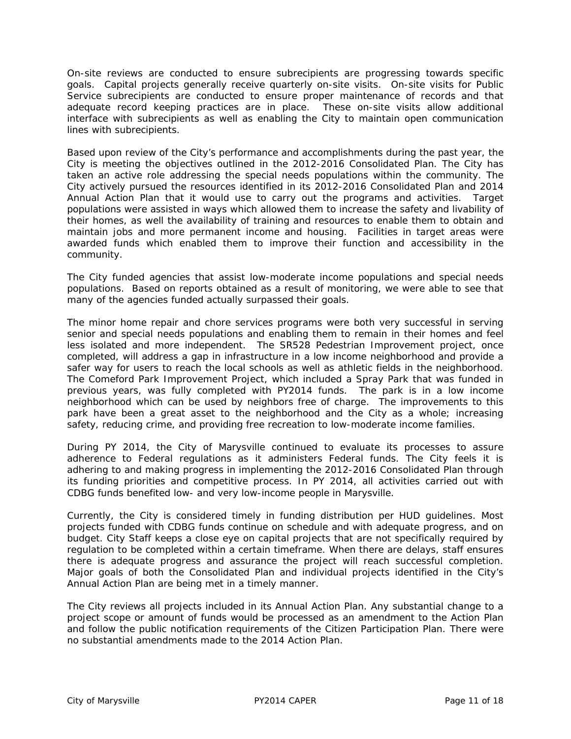On-site reviews are conducted to ensure subrecipients are progressing towards specific goals. Capital projects generally receive quarterly on-site visits. On-site visits for Public Service subrecipients are conducted to ensure proper maintenance of records and that adequate record keeping practices are in place. These on-site visits allow additional interface with subrecipients as well as enabling the City to maintain open communication lines with subrecipients.

Based upon review of the City's performance and accomplishments during the past year, the City is meeting the objectives outlined in the 2012-2016 Consolidated Plan. The City has taken an active role addressing the special needs populations within the community. The City actively pursued the resources identified in its 2012-2016 Consolidated Plan and 2014 Annual Action Plan that it would use to carry out the programs and activities. Target populations were assisted in ways which allowed them to increase the safety and livability of their homes, as well the availability of training and resources to enable them to obtain and maintain jobs and more permanent income and housing. Facilities in target areas were awarded funds which enabled them to improve their function and accessibility in the community.

The City funded agencies that assist low-moderate income populations and special needs populations. Based on reports obtained as a result of monitoring, we were able to see that many of the agencies funded actually surpassed their goals.

The minor home repair and chore services programs were both very successful in serving senior and special needs populations and enabling them to remain in their homes and feel less isolated and more independent. The SR528 Pedestrian Improvement project, once completed, will address a gap in infrastructure in a low income neighborhood and provide a safer way for users to reach the local schools as well as athletic fields in the neighborhood. The Comeford Park Improvement Project, which included a Spray Park that was funded in previous years, was fully completed with PY2014 funds. The park is in a low income neighborhood which can be used by neighbors free of charge. The improvements to this park have been a great asset to the neighborhood and the City as a whole; increasing safety, reducing crime, and providing free recreation to low-moderate income families.

During PY 2014, the City of Marysville continued to evaluate its processes to assure adherence to Federal regulations as it administers Federal funds. The City feels it is adhering to and making progress in implementing the 2012-2016 Consolidated Plan through its funding priorities and competitive process. In PY 2014, all activities carried out with CDBG funds benefited low- and very low-income people in Marysville.

Currently, the City is considered timely in funding distribution per HUD guidelines. Most projects funded with CDBG funds continue on schedule and with adequate progress, and on budget. City Staff keeps a close eye on capital projects that are not specifically required by regulation to be completed within a certain timeframe. When there are delays, staff ensures there is adequate progress and assurance the project will reach successful completion. Major goals of both the Consolidated Plan and individual projects identified in the City's Annual Action Plan are being met in a timely manner.

The City reviews all projects included in its Annual Action Plan. Any substantial change to a project scope or amount of funds would be processed as an amendment to the Action Plan and follow the public notification requirements of the Citizen Participation Plan. There were no substantial amendments made to the 2014 Action Plan.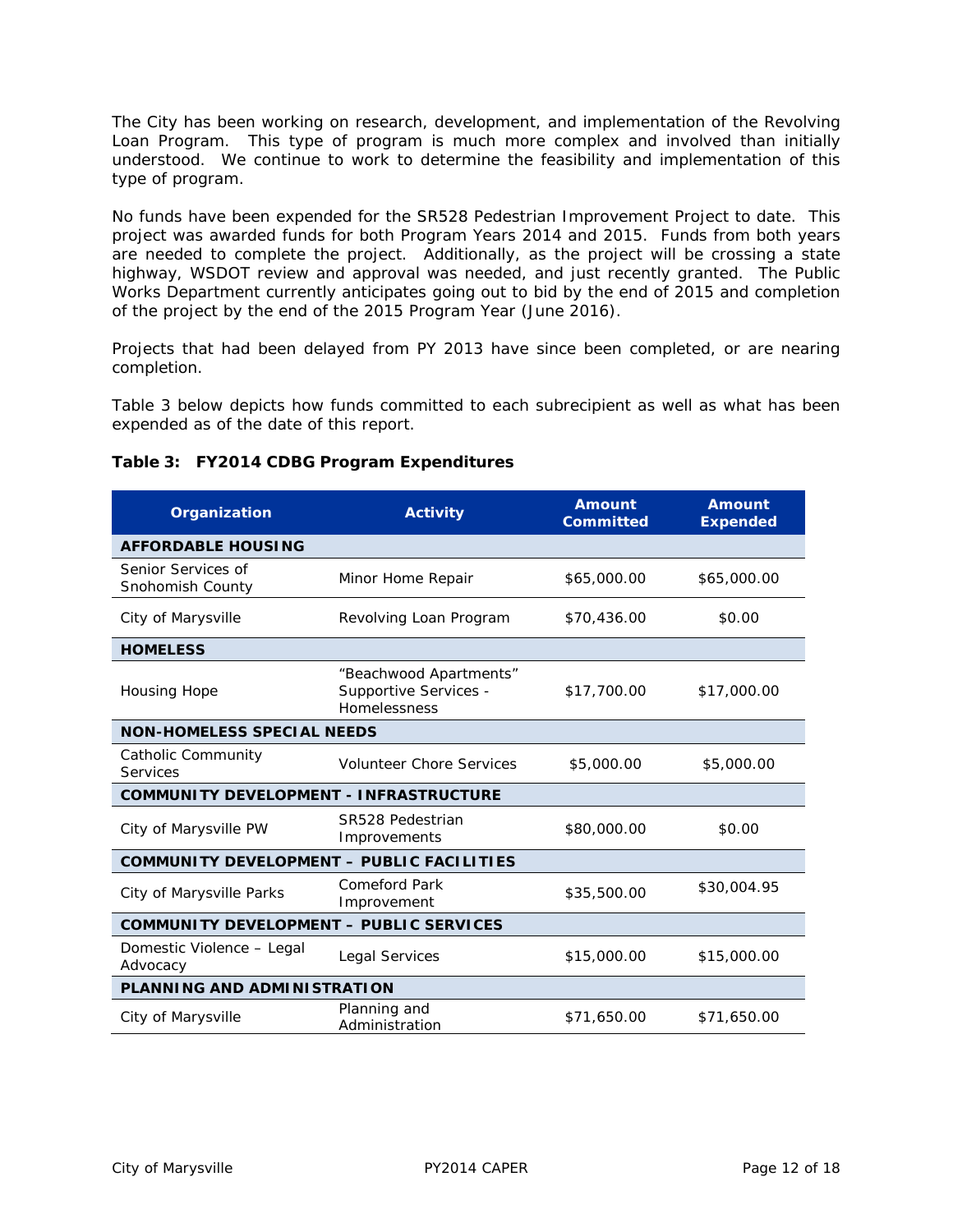The City has been working on research, development, and implementation of the Revolving Loan Program. This type of program is much more complex and involved than initially understood. We continue to work to determine the feasibility and implementation of this type of program.

No funds have been expended for the SR528 Pedestrian Improvement Project to date. This project was awarded funds for both Program Years 2014 and 2015. Funds from both years are needed to complete the project. Additionally, as the project will be crossing a state highway, WSDOT review and approval was needed, and just recently granted. The Public Works Department currently anticipates going out to bid by the end of 2015 and completion of the project by the end of the 2015 Program Year (June 2016).

Projects that had been delayed from PY 2013 have since been completed, or are nearing completion.

Table 3 below depicts how funds committed to each subrecipient as well as what has been expended as of the date of this report.

**Table 3: FY2014 CDBG Program Expenditures**

| Organization | Activity | Amount Committed | Amount Expended |
|---|---|---|---|
| **AFFORDABLE HOUSING** | | | |
| Senior Services of Snohomish County | Minor Home Repair | $65,000.00 | $65,000.00 |
| City of Marysville | Revolving Loan Program | $70,436.00 | $0.00 |
| **HOMELESS** | | | |
| Housing Hope | "Beachwood Apartments" Supportive Services - Homelessness | $17,700.00 | $17,000.00 |
| **NON-HOMELESS SPECIAL NEEDS** | | | |
| Catholic Community Services | Volunteer Chore Services | $5,000.00 | $5,000.00 |
| **COMMUNITY DEVELOPMENT - INFRASTRUCTURE** | | | |
| City of Marysville PW | SR528 Pedestrian Improvements | $80,000.00 | $0.00 |
| **COMMUNITY DEVELOPMENT – PUBLIC FACILITIES** | | | |
| City of Marysville Parks | Comeford Park Improvement | $35,500.00 | $30,004.95 |
| **COMMUNITY DEVELOPMENT – PUBLIC SERVICES** | | | |
| Domestic Violence – Legal Advocacy | Legal Services | $15,000.00 | $15,000.00 |
| **PLANNING AND ADMINISTRATION** | | | |
| City of Marysville | Planning and Administration | $71,650.00 | $71,650.00 |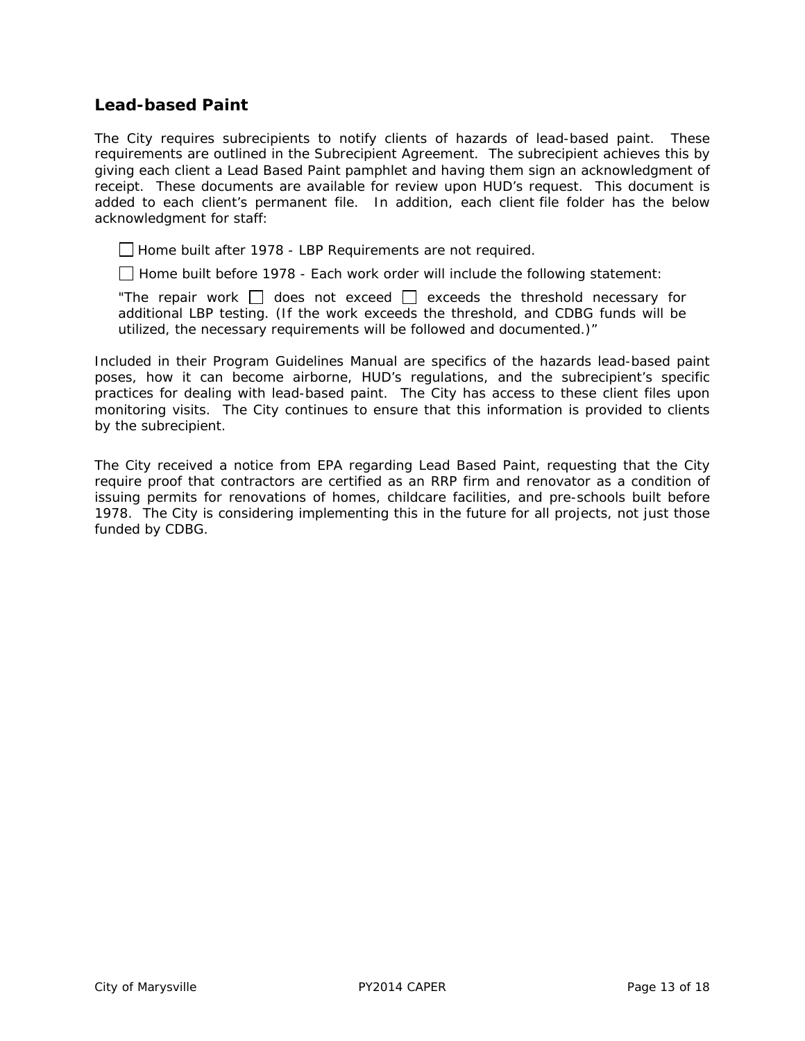## Lead-based Paint

The City requires subrecipients to notify clients of hazards of lead-based paint. These requirements are outlined in the Subrecipient Agreement. The subrecipient achieves this by giving each client a Lead Based Paint pamphlet and having them sign an acknowledgment of receipt. These documents are available for review upon HUD's request. This document is added to each client's permanent file. In addition, each client file folder has the below acknowledgment for staff:

☐ Home built after 1978 - LBP Requirements are not required.

☐ Home built before 1978 - Each work order will include the following statement:

"The repair work ☐ does not exceed ☐ exceeds the threshold necessary for additional LBP testing. (If the work exceeds the threshold, and CDBG funds will be utilized, the necessary requirements will be followed and documented.)"

Included in their Program Guidelines Manual are specifics of the hazards lead-based paint poses, how it can become airborne, HUD's regulations, and the subrecipient's specific practices for dealing with lead-based paint. The City has access to these client files upon monitoring visits. The City continues to ensure that this information is provided to clients by the subrecipient.

The City received a notice from EPA regarding Lead Based Paint, requesting that the City require proof that contractors are certified as an RRP firm and renovator as a condition of issuing permits for renovations of homes, childcare facilities, and pre-schools built before 1978. The City is considering implementing this in the future for all projects, not just those funded by CDBG.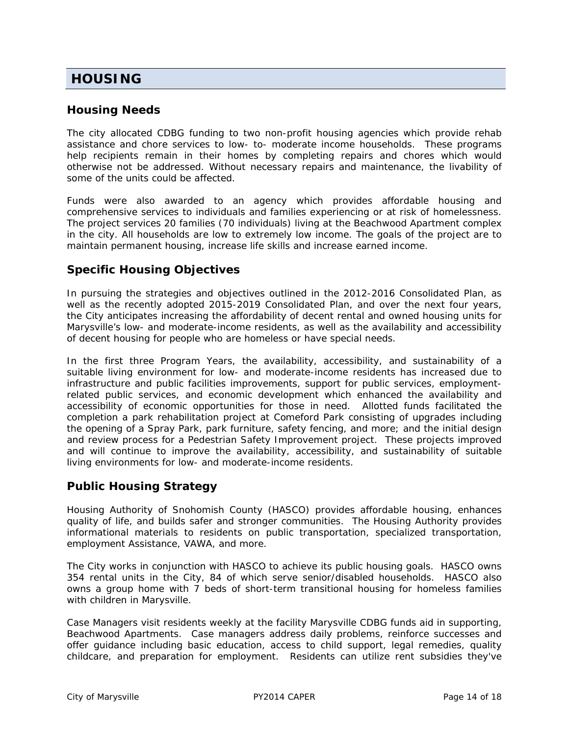# HOUSING

## Housing Needs

The city allocated CDBG funding to two non-profit housing agencies which provide rehab assistance and chore services to low- to- moderate income households. These programs help recipients remain in their homes by completing repairs and chores which would otherwise not be addressed. Without necessary repairs and maintenance, the livability of some of the units could be affected.

Funds were also awarded to an agency which provides affordable housing and comprehensive services to individuals and families experiencing or at risk of homelessness. The project services 20 families (70 individuals) living at the Beachwood Apartment complex in the city. All households are low to extremely low income. The goals of the project are to maintain permanent housing, increase life skills and increase earned income.

## Specific Housing Objectives

In pursuing the strategies and objectives outlined in the 2012-2016 Consolidated Plan, as well as the recently adopted 2015-2019 Consolidated Plan, and over the next four years, the City anticipates increasing the affordability of decent rental and owned housing units for Marysville's low- and moderate-income residents, as well as the availability and accessibility of decent housing for people who are homeless or have special needs.

In the first three Program Years, the availability, accessibility, and sustainability of a suitable living environment for low- and moderate-income residents has increased due to infrastructure and public facilities improvements, support for public services, employment-related public services, and economic development which enhanced the availability and accessibility of economic opportunities for those in need. Allotted funds facilitated the completion a park rehabilitation project at Comeford Park consisting of upgrades including the opening of a Spray Park, park furniture, safety fencing, and more; and the initial design and review process for a Pedestrian Safety Improvement project. These projects improved and will continue to improve the availability, accessibility, and sustainability of suitable living environments for low- and moderate-income residents.

## Public Housing Strategy

Housing Authority of Snohomish County (HASCO) provides affordable housing, enhances quality of life, and builds safer and stronger communities. The Housing Authority provides informational materials to residents on public transportation, specialized transportation, employment Assistance, VAWA, and more.

The City works in conjunction with HASCO to achieve its public housing goals. HASCO owns 354 rental units in the City, 84 of which serve senior/disabled households. HASCO also owns a group home with 7 beds of short-term transitional housing for homeless families with children in Marysville.

Case Managers visit residents weekly at the facility Marysville CDBG funds aid in supporting, Beachwood Apartments. Case managers address daily problems, reinforce successes and offer guidance including basic education, access to child support, legal remedies, quality childcare, and preparation for employment. Residents can utilize rent subsidies they've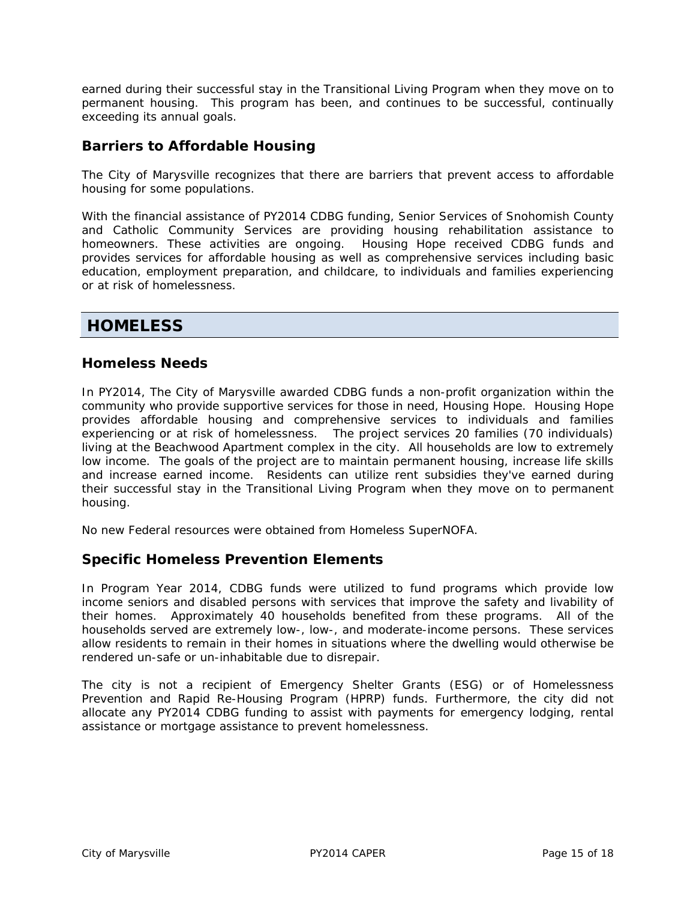earned during their successful stay in the Transitional Living Program when they move on to permanent housing. This program has been, and continues to be successful, continually exceeding its annual goals.

### Barriers to Affordable Housing

The City of Marysville recognizes that there are barriers that prevent access to affordable housing for some populations.

With the financial assistance of PY2014 CDBG funding, Senior Services of Snohomish County and Catholic Community Services are providing housing rehabilitation assistance to homeowners. These activities are ongoing. Housing Hope received CDBG funds and provides services for affordable housing as well as comprehensive services including basic education, employment preparation, and childcare, to individuals and families experiencing or at risk of homelessness.

## HOMELESS

### Homeless Needs

In PY2014, The City of Marysville awarded CDBG funds a non-profit organization within the community who provide supportive services for those in need, Housing Hope. Housing Hope provides affordable housing and comprehensive services to individuals and families experiencing or at risk of homelessness. The project services 20 families (70 individuals) living at the Beachwood Apartment complex in the city. All households are low to extremely low income. The goals of the project are to maintain permanent housing, increase life skills and increase earned income. Residents can utilize rent subsidies they've earned during their successful stay in the Transitional Living Program when they move on to permanent housing.

No new Federal resources were obtained from Homeless SuperNOFA.

### Specific Homeless Prevention Elements

In Program Year 2014, CDBG funds were utilized to fund programs which provide low income seniors and disabled persons with services that improve the safety and livability of their homes. Approximately 40 households benefited from these programs. All of the households served are extremely low-, low-, and moderate-income persons. These services allow residents to remain in their homes in situations where the dwelling would otherwise be rendered un-safe or un-inhabitable due to disrepair.

The city is not a recipient of Emergency Shelter Grants (ESG) or of Homelessness Prevention and Rapid Re-Housing Program (HPRP) funds. Furthermore, the city did not allocate any PY2014 CDBG funding to assist with payments for emergency lodging, rental assistance or mortgage assistance to prevent homelessness.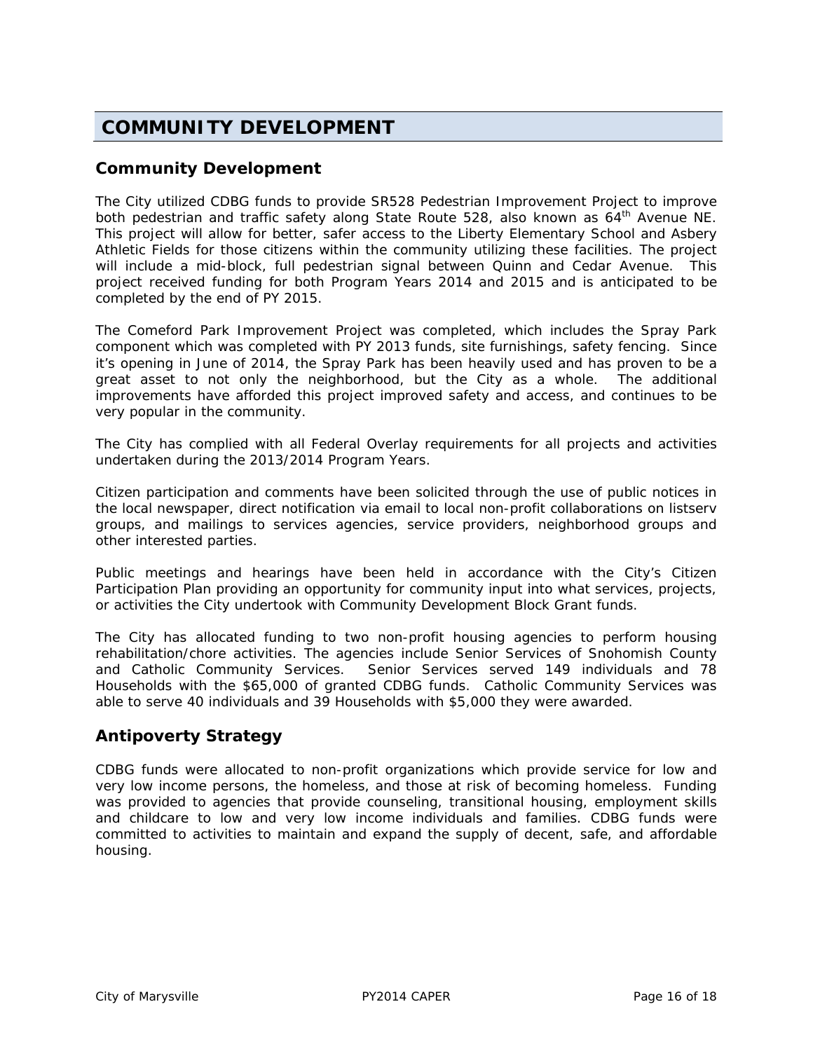# COMMUNITY DEVELOPMENT

## Community Development

The City utilized CDBG funds to provide SR528 Pedestrian Improvement Project to improve both pedestrian and traffic safety along State Route 528, also known as 64th Avenue NE. This project will allow for better, safer access to the Liberty Elementary School and Asbery Athletic Fields for those citizens within the community utilizing these facilities. The project will include a mid-block, full pedestrian signal between Quinn and Cedar Avenue. This project received funding for both Program Years 2014 and 2015 and is anticipated to be completed by the end of PY 2015.

The Comeford Park Improvement Project was completed, which includes the Spray Park component which was completed with PY 2013 funds, site furnishings, safety fencing. Since it's opening in June of 2014, the Spray Park has been heavily used and has proven to be a great asset to not only the neighborhood, but the City as a whole. The additional improvements have afforded this project improved safety and access, and continues to be very popular in the community.

The City has complied with all Federal Overlay requirements for all projects and activities undertaken during the 2013/2014 Program Years.

Citizen participation and comments have been solicited through the use of public notices in the local newspaper, direct notification via email to local non-profit collaborations on listserv groups, and mailings to services agencies, service providers, neighborhood groups and other interested parties.

Public meetings and hearings have been held in accordance with the City's Citizen Participation Plan providing an opportunity for community input into what services, projects, or activities the City undertook with Community Development Block Grant funds.

The City has allocated funding to two non-profit housing agencies to perform housing rehabilitation/chore activities. The agencies include Senior Services of Snohomish County and Catholic Community Services. Senior Services served 149 individuals and 78 Households with the $65,000 of granted CDBG funds. Catholic Community Services was able to serve 40 individuals and 39 Households with $5,000 they were awarded.

## Antipoverty Strategy

CDBG funds were allocated to non-profit organizations which provide service for low and very low income persons, the homeless, and those at risk of becoming homeless. Funding was provided to agencies that provide counseling, transitional housing, employment skills and childcare to low and very low income individuals and families. CDBG funds were committed to activities to maintain and expand the supply of decent, safe, and affordable housing.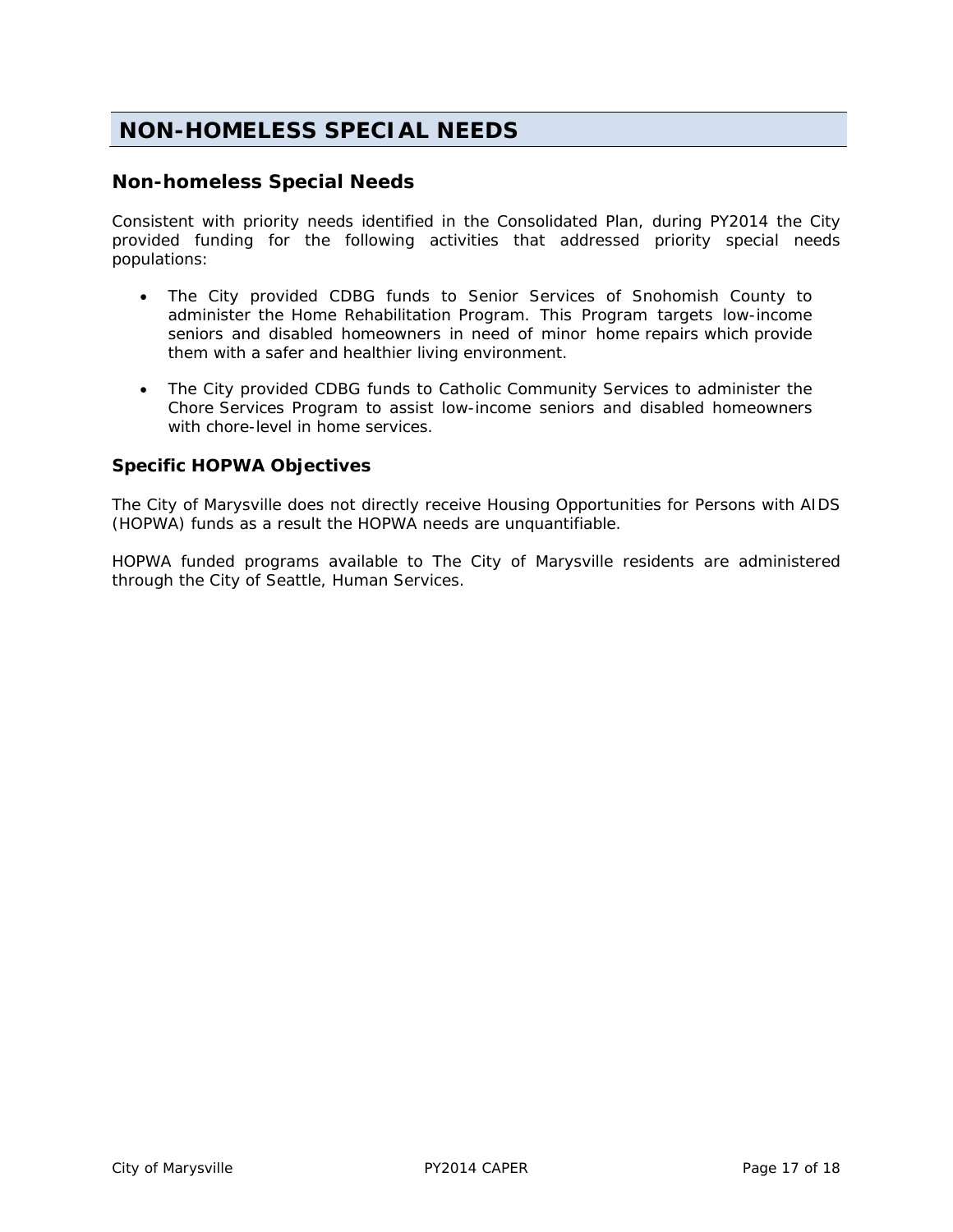# NON-HOMELESS SPECIAL NEEDS

## Non-homeless Special Needs

Consistent with priority needs identified in the Consolidated Plan, during PY2014 the City provided funding for the following activities that addressed priority special needs populations:

- The City provided CDBG funds to Senior Services of Snohomish County to administer the Home Rehabilitation Program. This Program targets low-income seniors and disabled homeowners in need of minor home repairs which provide them with a safer and healthier living environment.

- The City provided CDBG funds to Catholic Community Services to administer the Chore Services Program to assist low-income seniors and disabled homeowners with chore-level in home services.

### Specific HOPWA Objectives

The City of Marysville does not directly receive Housing Opportunities for Persons with AIDS (HOPWA) funds as a result the HOPWA needs are unquantifiable.

HOPWA funded programs available to The City of Marysville residents are administered through the City of Seattle, Human Services.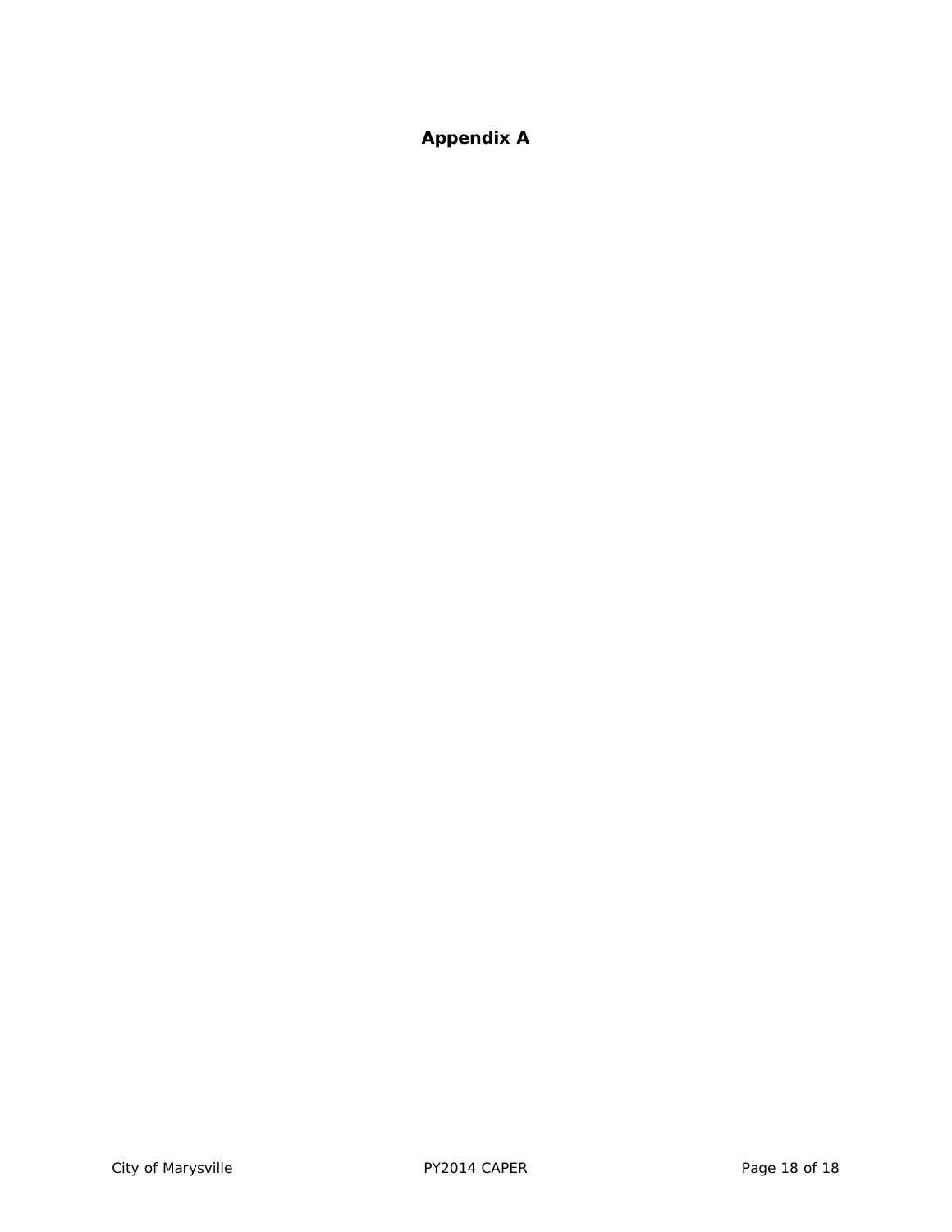# Appendix A